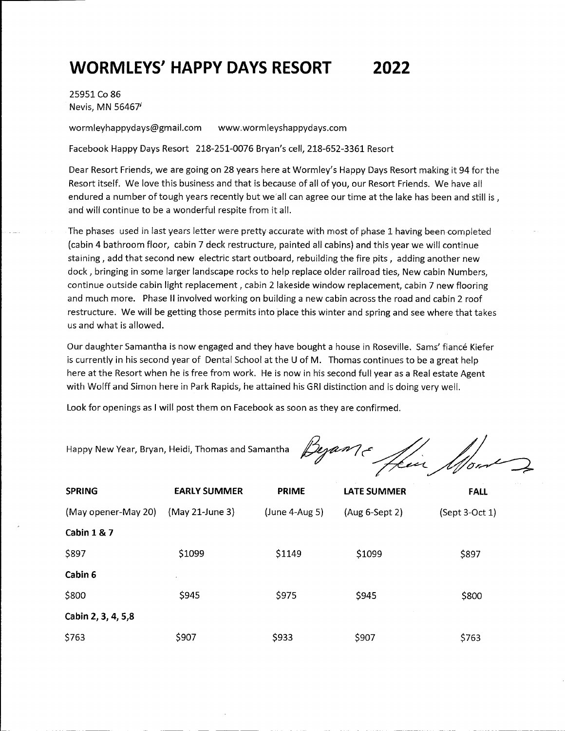# WORMLEYS' HAPPY DAYS RESORT 2022

25951 Co 86
Nevis, MN 56467

wormleyhappydays@gmail.com www.wormleyshappydays.com

Facebook Happy Days Resort 218-251-0076 Bryan's cell, 218-652-3361 Resort

Dear Resort Friends, we are going on 28 years here at Wormley's Happy Days Resort making it 94 for the Resort itself. We love this business and that is because of all of you, our Resort Friends. We have all endured a number of tough years recently but we all can agree our time at the lake has been and still is , and will continue to be a wonderful respite from it all.

The phases used in last years letter were pretty accurate with most of phase 1 having been completed (cabin 4 bathroom floor, cabin 7 deck restructure, painted all cabins) and this year we will continue staining , add that second new electric start outboard, rebuilding the fire pits , adding another new dock , bringing in some larger landscape rocks to help replace older railroad ties, New cabin Numbers, continue outside cabin light replacement , cabin 2 lakeside window replacement, cabin 7 new flooring and much more. Phase II involved working on building a new cabin across the road and cabin 2 roof restructure. We will be getting those permits into place this winter and spring and see where that takes us and what is allowed.

Our daughter Samantha is now engaged and they have bought a house in Roseville. Sams' fiancé Kiefer is currently in his second year of Dental School at the U of M. Thomas continues to be a great help here at the Resort when he is free from work. He is now in his second full year as a Real estate Agent with Wolff and Simon here in Park Rapids, he attained his GRI distinction and is doing very well.

Look for openings as I will post them on Facebook as soon as they are confirmed.

Happy New Year, Bryan, Heidi, Thomas and Samantha

| SPRING | EARLY SUMMER | PRIME | LATE SUMMER | FALL |
|---|---|---|---|---|
| (May opener-May 20) | (May 21-June 3) | (June 4-Aug 5) | (Aug 6-Sept 2) | (Sept 3-Oct 1) |
| **Cabin 1 & 7** | | | | |
| $897 | $1099 | $1149 | $1099 | $897 |
| **Cabin 6** | | | | |
| $800 | $945 | $975 | $945 | $800 |
| **Cabin 2, 3, 4, 5,8** | | | | |
| $763 | $907 | $933 | $907 | $763 |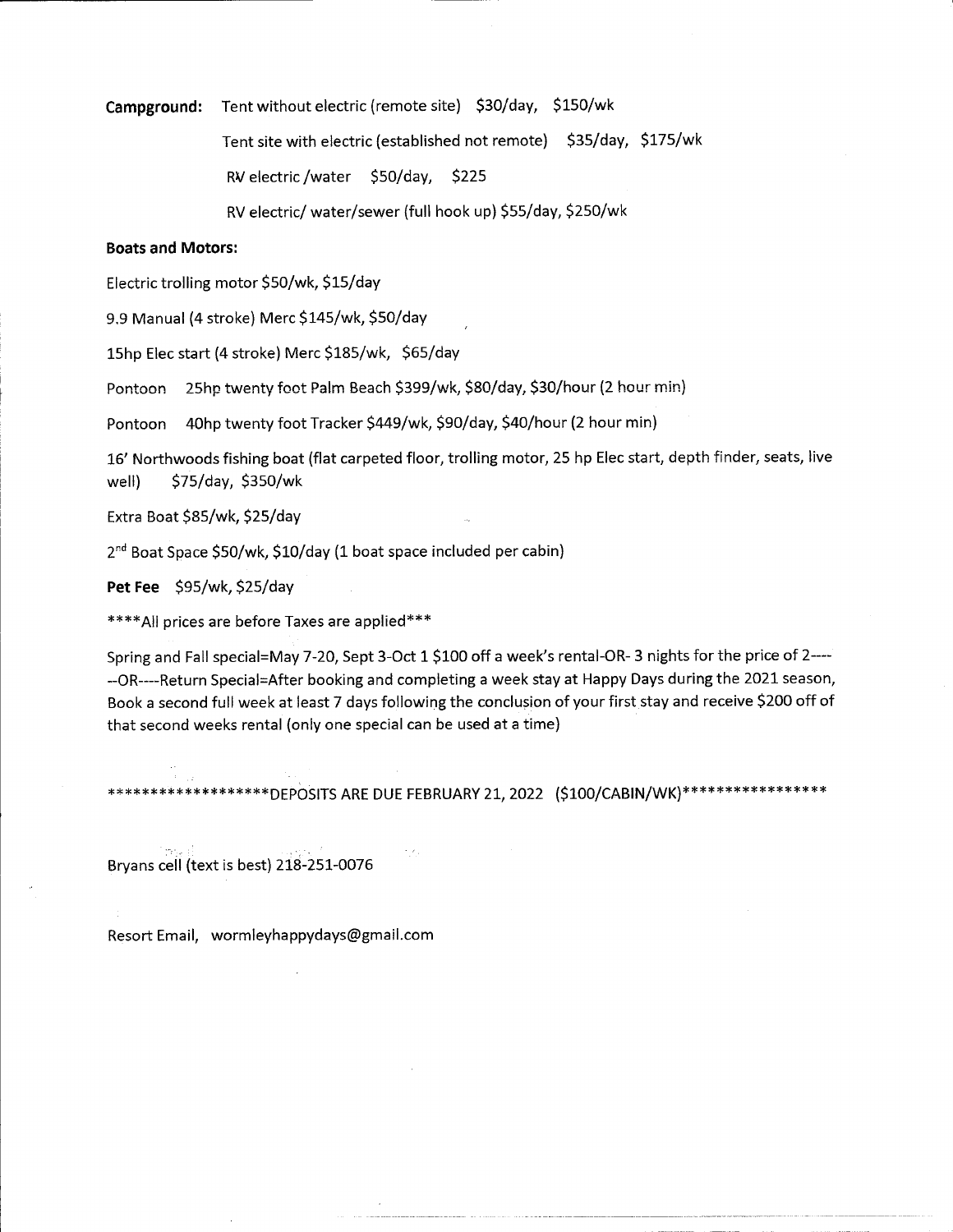**Campground:** Tent without electric (remote site) $30/day, $150/wk

Tent site with electric (established not remote) $35/day, $175/wk

RV electric /water $50/day, $225

RV electric/ water/sewer (full hook up) $55/day, $250/wk

**Boats and Motors:**

Electric trolling motor $50/wk, $15/day

9.9 Manual (4 stroke) Merc $145/wk, $50/day

15hp Elec start (4 stroke) Merc $185/wk, $65/day

Pontoon 25hp twenty foot Palm Beach $399/wk, $80/day, $30/hour (2 hour min)

Pontoon 40hp twenty foot Tracker $449/wk, $90/day, $40/hour (2 hour min)

16' Northwoods fishing boat (flat carpeted floor, trolling motor, 25 hp Elec start, depth finder, seats, live well) $75/day, $350/wk

Extra Boat $85/wk, $25/day

2nd Boat Space $50/wk, $10/day (1 boat space included per cabin)

**Pet Fee** $95/wk, $25/day

****All prices are before Taxes are applied***

Spring and Fall special=May 7-20, Sept 3-Oct 1 $100 off a week's rental-OR- 3 nights for the price of 2-------OR----Return Special=After booking and completing a week stay at Happy Days during the 2021 season, Book a second full week at least 7 days following the conclusion of your first stay and receive $200 off of that second weeks rental (only one special can be used at a time)

******************DEPOSITS ARE DUE FEBRUARY 21, 2022 ($100/CABIN/WK)*****************

Bryans cell (text is best) 218-251-0076

Resort Email, wormleyhappydays@gmail.com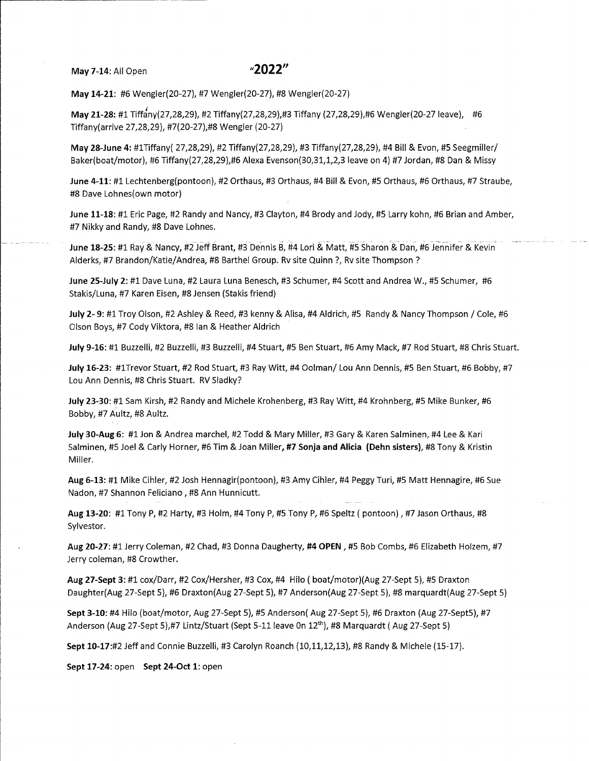**May 7-14**: All Open **"2022"**

**May 14-21**: #6 Wengler(20-27), #7 Wengler(20-27), #8 Wengler(20-27)

**May 21-28:** #1 Tiffany(27,28,29), #2 Tiffany(27,28,29),#3 Tiffany (27,28,29),#6 Wengler(20-27 leave), #6 Tiffany(arrive 27,28,29), #7(20-27),#8 Wengler (20-27)

**May 28-June 4:** #1Tiffany( 27,28,29), #2 Tiffany(27,28,29), #3 Tiffany(27,28,29), #4 Bill & Evon, #5 Seegmiller/ Baker(boat/motor), #6 Tiffany(27,28,29),#6 Alexa Evenson(30,31,1,2,3 leave on 4) #7 Jordan, #8 Dan & Missy

**June 4-11:** #1 Lechtenberg(pontoon), #2 Orthaus, #3 Orthaus, #4 Bill & Evon, #5 Orthaus, #6 Orthaus, #7 Straube, #8 Dave Lohnes(own motor)

**June 11-18:** #1 Eric Page, #2 Randy and Nancy, #3 Clayton, #4 Brody and Jody, #5 Larry kohn, #6 Brian and Amber, #7 Nikky and Randy, #8 Dave Lohnes.

**June 18-25:** #1 Ray & Nancy, #2 Jeff Brant, #3 Dennis B, #4 Lori & Matt, #5 Sharon & Dan, #6 Jennifer & Kevin Alderks, #7 Brandon/Katie/Andrea, #8 Barthel Group. Rv site Quinn ?, Rv site Thompson ?

**June 25-July 2:** #1 Dave Luna, #2 Laura Luna Benesch, #3 Schumer, #4 Scott and Andrea W., #5 Schumer, #6 Stakis/Luna, #7 Karen Eisen, #8 Jensen (Stakis friend)

**July 2- 9:** #1 Troy Olson, #2 Ashley & Reed, #3 kenny & Alisa, #4 Aldrich, #5 Randy & Nancy Thompson / Cole, #6 Olson Boys, #7 Cody Viktora, #8 Ian & Heather Aldrich

**July 9-16:** #1 Buzzelli, #2 Buzzelli, #3 Buzzelli, #4 Stuart, #5 Ben Stuart, #6 Amy Mack, #7 Rod Stuart, #8 Chris Stuart.

**July 16-23:** #1Trevor Stuart, #2 Rod Stuart, #3 Ray Witt, #4 Oolman/ Lou Ann Dennis, #5 Ben Stuart, #6 Bobby, #7 Lou Ann Dennis, #8 Chris Stuart. RV Sladky?

**July 23-30:** #1 Sam Kirsh, #2 Randy and Michele Krohenberg, #3 Ray Witt, #4 Krohnberg, #5 Mike Bunker, #6 Bobby, #7 Aultz, #8 Aultz.

**July 30-Aug 6:** #1 Jon & Andrea marchel, #2 Todd & Mary Miller, #3 Gary & Karen Salminen, #4 Lee & Kari Salminen, #5 Joel & Carly Horner, #6 Tim & Joan Miller, **#7 Sonja and Alicia (Dehn sisters)**, #8 Tony & Kristin Miller.

**Aug 6-13:** #1 Mike Cihler, #2 Josh Hennagir(pontoon), #3 Amy Cihler, #4 Peggy Turi, #5 Matt Hennagire, #6 Sue Nadon, #7 Shannon Feliciano , #8 Ann Hunnicutt.

**Aug 13-20:** #1 Tony P, #2 Harty, #3 Holm, #4 Tony P, #5 Tony P, #6 Speltz ( pontoon) , #7 Jason Orthaus, #8 Sylvestor.

**Aug 20-27:** #1 Jerry Coleman, #2 Chad, #3 Donna Daugherty, **#4 OPEN** , #5 Bob Combs, #6 Elizabeth Holzem, #7 Jerry coleman, #8 Crowther.

**Aug 27-Sept 3:** #1 cox/Darr, #2 Cox/Hersher, #3 Cox, #4 Hilo ( boat/motor)(Aug 27-Sept 5), #5 Draxton Daughter(Aug 27-Sept 5), #6 Draxton(Aug 27-Sept 5), #7 Anderson(Aug 27-Sept 5), #8 marquardt(Aug 27-Sept 5)

**Sept 3-10:** #4 Hilo (boat/motor, Aug 27-Sept 5), #5 Anderson( Aug 27-Sept 5), #6 Draxton (Aug 27-Sept5), #7 Anderson (Aug 27-Sept 5),#7 Lintz/Stuart (Sept 5-11 leave On 12th), #8 Marquardt ( Aug 27-Sept 5)

**Sept 10-17**:#2 Jeff and Connie Buzzelli, #3 Carolyn Roanch (10,11,12,13), #8 Randy & Michele (15-17).

**Sept 17-24:** open **Sept 24-Oct 1:** open